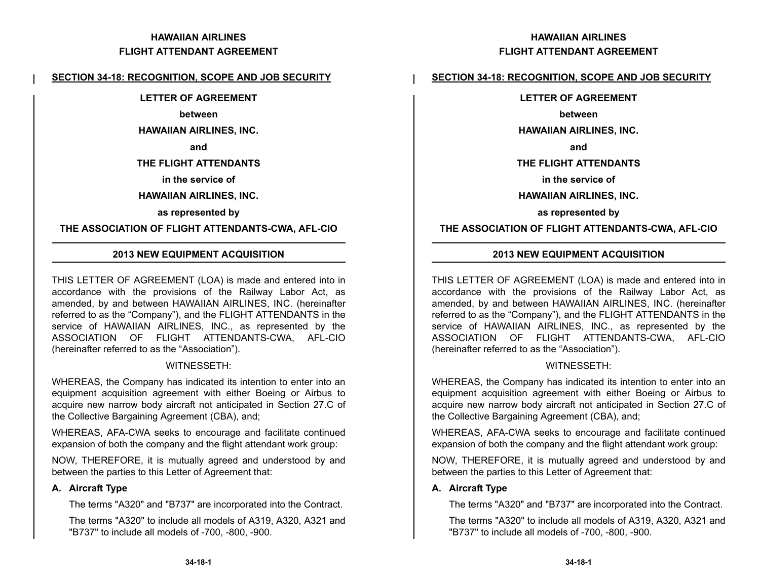## SECTION 34-18: RECOGNITION, SCOPE AND JOB SECURITY

**LETTER OF AGREEMENT**

**between**

**HAWAIIAN AIRLINES, INC.**

**and**

**THE FLIGHT ATTENDANTS**

**in the service of**

**HAWAIIAN AIRLINES, INC.**

**as represented by**

**THE ASSOCIATION OF FLIGHT ATTENDANTS-CWA, AFL-CIO**

---

### 2013 NEW EQUIPMENT ACQUISITION

---

THIS LETTER OF AGREEMENT (LOA) is made and entered into in accordance with the provisions of the Railway Labor Act, as amended, by and between HAWAIIAN AIRLINES, INC. (hereinafter referred to as the "Company"), and the FLIGHT ATTENDANTS in the service of HAWAIIAN AIRLINES, INC., as represented by the ASSOCIATION OF FLIGHT ATTENDANTS-CWA, AFL-CIO (hereinafter referred to as the "Association").

WITNESSETH:

WHEREAS, the Company has indicated its intention to enter into an equipment acquisition agreement with either Boeing or Airbus to acquire new narrow body aircraft not anticipated in Section 27.C of the Collective Bargaining Agreement (CBA), and;

WHEREAS, AFA-CWA seeks to encourage and facilitate continued expansion of both the company and the flight attendant work group:

NOW, THEREFORE, it is mutually agreed and understood by and between the parties to this Letter of Agreement that:

**A. Aircraft Type**

The terms "A320" and "B737" are incorporated into the Contract.

The terms "A320" to include all models of A319, A320, A321 and "B737" to include all models of -700, -800, -900.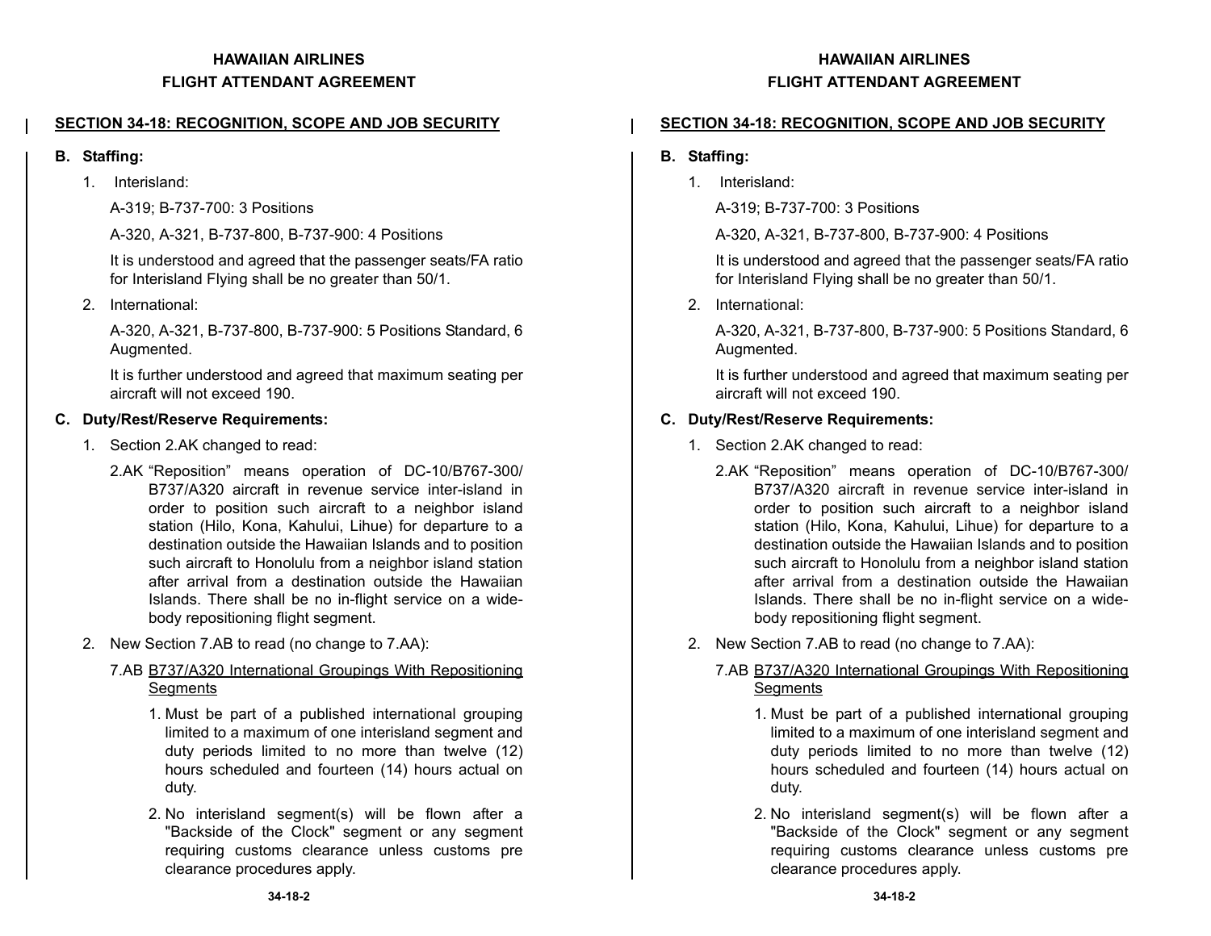## SECTION 34-18: RECOGNITION, SCOPE AND JOB SECURITY

**B. Staffing:**

1. Interisland:

   A-319; B-737-700: 3 Positions

   A-320, A-321, B-737-800, B-737-900: 4 Positions

   It is understood and agreed that the passenger seats/FA ratio for Interisland Flying shall be no greater than 50/1.

2. International:

   A-320, A-321, B-737-800, B-737-900: 5 Positions Standard, 6 Augmented.

   It is further understood and agreed that maximum seating per aircraft will not exceed 190.

**C. Duty/Rest/Reserve Requirements:**

1. Section 2.AK changed to read:

   2.AK "Reposition" means operation of DC-10/B767-300/B737/A320 aircraft in revenue service inter-island in order to position such aircraft to a neighbor island station (Hilo, Kona, Kahului, Lihue) for departure to a destination outside the Hawaiian Islands and to position such aircraft to Honolulu from a neighbor island station after arrival from a destination outside the Hawaiian Islands. There shall be no in-flight service on a wide-body repositioning flight segment.

2. New Section 7.AB to read (no change to 7.AA):

   7.AB <u>B737/A320 International Groupings With Repositioning Segments</u>

   1. Must be part of a published international grouping limited to a maximum of one interisland segment and duty periods limited to no more than twelve (12) hours scheduled and fourteen (14) hours actual on duty.

   2. No interisland segment(s) will be flown after a "Backside of the Clock" segment or any segment requiring customs clearance unless customs pre clearance procedures apply.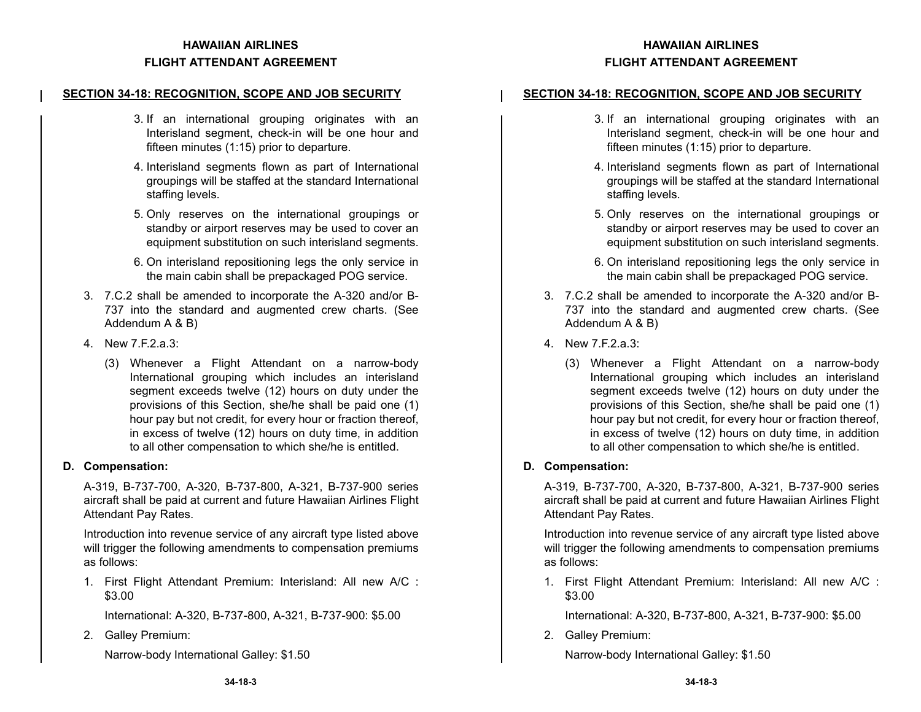## SECTION 34-18: RECOGNITION, SCOPE AND JOB SECURITY

3. If an international grouping originates with an Interisland segment, check-in will be one hour and fifteen minutes (1:15) prior to departure.
4. Interisland segments flown as part of International groupings will be staffed at the standard International staffing levels.
5. Only reserves on the international groupings or standby or airport reserves may be used to cover an equipment substitution on such interisland segments.
6. On interisland repositioning legs the only service in the main cabin shall be prepackaged POG service.

3. 7.C.2 shall be amended to incorporate the A-320 and/or B-737 into the standard and augmented crew charts. (See Addendum A & B)

4. New 7.F.2.a.3:

   (3) Whenever a Flight Attendant on a narrow-body International grouping which includes an interisland segment exceeds twelve (12) hours on duty under the provisions of this Section, she/he shall be paid one (1) hour pay but not credit, for every hour or fraction thereof, in excess of twelve (12) hours on duty time, in addition to all other compensation to which she/he is entitled.

**D. Compensation:**

A-319, B-737-700, A-320, B-737-800, A-321, B-737-900 series aircraft shall be paid at current and future Hawaiian Airlines Flight Attendant Pay Rates.

Introduction into revenue service of any aircraft type listed above will trigger the following amendments to compensation premiums as follows:

1. First Flight Attendant Premium: Interisland: All new A/C : $3.00

   International: A-320, B-737-800, A-321, B-737-900: $5.00

2. Galley Premium:

   Narrow-body International Galley: $1.50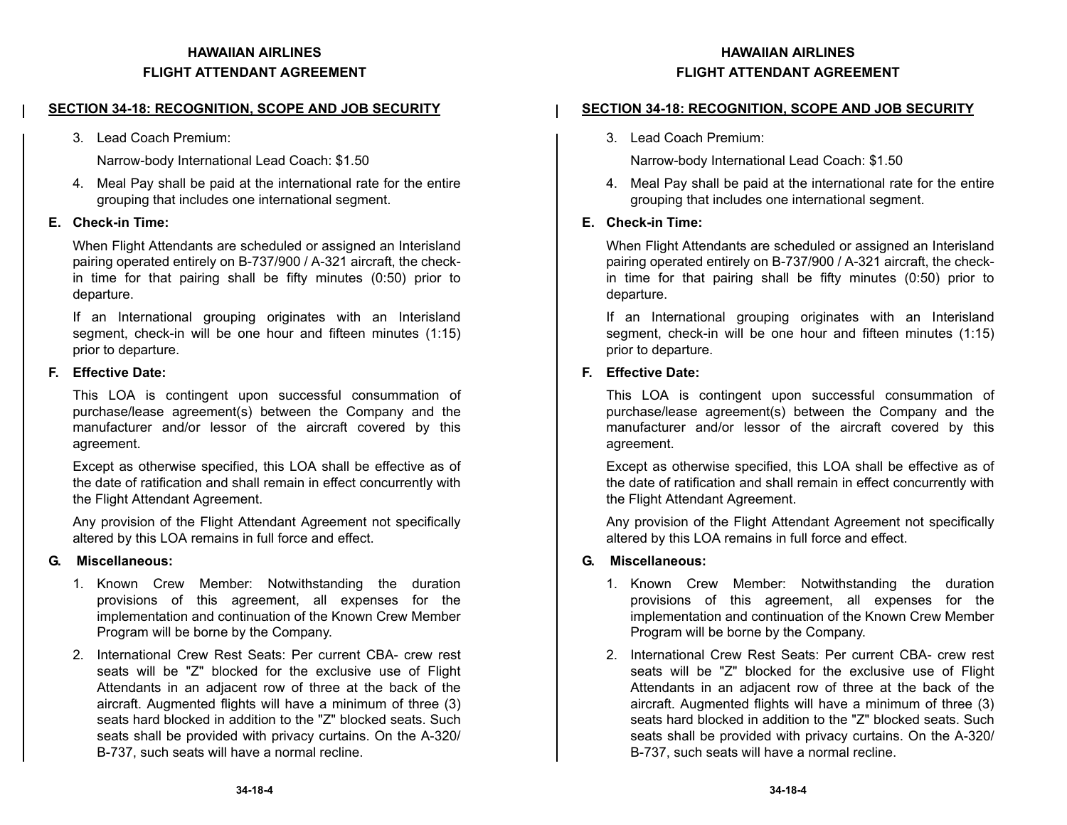## SECTION 34-18: RECOGNITION, SCOPE AND JOB SECURITY

3. Lead Coach Premium:

   Narrow-body International Lead Coach: $1.50

4. Meal Pay shall be paid at the international rate for the entire grouping that includes one international segment.

**E. Check-in Time:**

When Flight Attendants are scheduled or assigned an Interisland pairing operated entirely on B-737/900 / A-321 aircraft, the check-in time for that pairing shall be fifty minutes (0:50) prior to departure.

If an International grouping originates with an Interisland segment, check-in will be one hour and fifteen minutes (1:15) prior to departure.

**F. Effective Date:**

This LOA is contingent upon successful consummation of purchase/lease agreement(s) between the Company and the manufacturer and/or lessor of the aircraft covered by this agreement.

Except as otherwise specified, this LOA shall be effective as of the date of ratification and shall remain in effect concurrently with the Flight Attendant Agreement.

Any provision of the Flight Attendant Agreement not specifically altered by this LOA remains in full force and effect.

**G. Miscellaneous:**

1. Known Crew Member: Notwithstanding the duration provisions of this agreement, all expenses for the implementation and continuation of the Known Crew Member Program will be borne by the Company.

2. International Crew Rest Seats: Per current CBA- crew rest seats will be "Z" blocked for the exclusive use of Flight Attendants in an adjacent row of three at the back of the aircraft. Augmented flights will have a minimum of three (3) seats hard blocked in addition to the "Z" blocked seats. Such seats shall be provided with privacy curtains. On the A-320/ B-737, such seats will have a normal recline.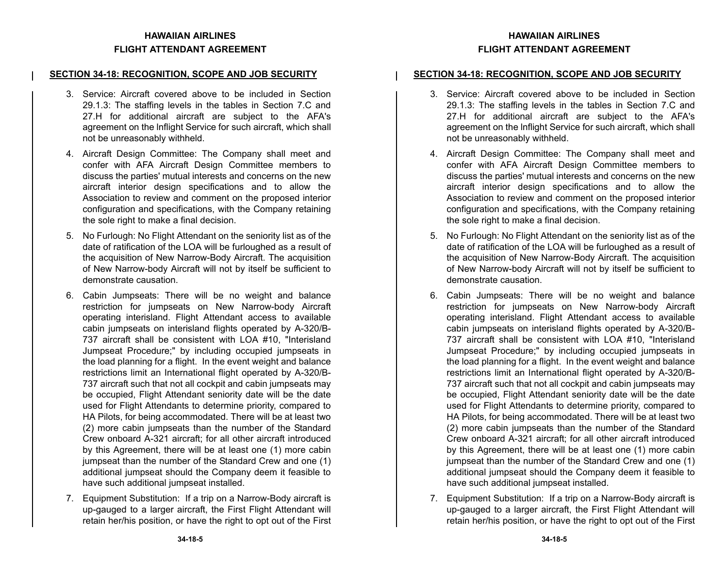## SECTION 34-18: RECOGNITION, SCOPE AND JOB SECURITY

3. Service: Aircraft covered above to be included in Section 29.1.3: The staffing levels in the tables in Section 7.C and 27.H for additional aircraft are subject to the AFA's agreement on the Inflight Service for such aircraft, which shall not be unreasonably withheld.

4. Aircraft Design Committee: The Company shall meet and confer with AFA Aircraft Design Committee members to discuss the parties' mutual interests and concerns on the new aircraft interior design specifications and to allow the Association to review and comment on the proposed interior configuration and specifications, with the Company retaining the sole right to make a final decision.

5. No Furlough: No Flight Attendant on the seniority list as of the date of ratification of the LOA will be furloughed as a result of the acquisition of New Narrow-Body Aircraft. The acquisition of New Narrow-body Aircraft will not by itself be sufficient to demonstrate causation.

6. Cabin Jumpseats: There will be no weight and balance restriction for jumpseats on New Narrow-body Aircraft operating interisland. Flight Attendant access to available cabin jumpseats on interisland flights operated by A-320/B-737 aircraft shall be consistent with LOA #10, "Interisland Jumpseat Procedure;" by including occupied jumpseats in the load planning for a flight. In the event weight and balance restrictions limit an International flight operated by A-320/B-737 aircraft such that not all cockpit and cabin jumpseats may be occupied, Flight Attendant seniority date will be the date used for Flight Attendants to determine priority, compared to HA Pilots, for being accommodated. There will be at least two (2) more cabin jumpseats than the number of the Standard Crew onboard A-321 aircraft; for all other aircraft introduced by this Agreement, there will be at least one (1) more cabin jumpseat than the number of the Standard Crew and one (1) additional jumpseat should the Company deem it feasible to have such additional jumpseat installed.

7. Equipment Substitution: If a trip on a Narrow-Body aircraft is up-gauged to a larger aircraft, the First Flight Attendant will retain her/his position, or have the right to opt out of the First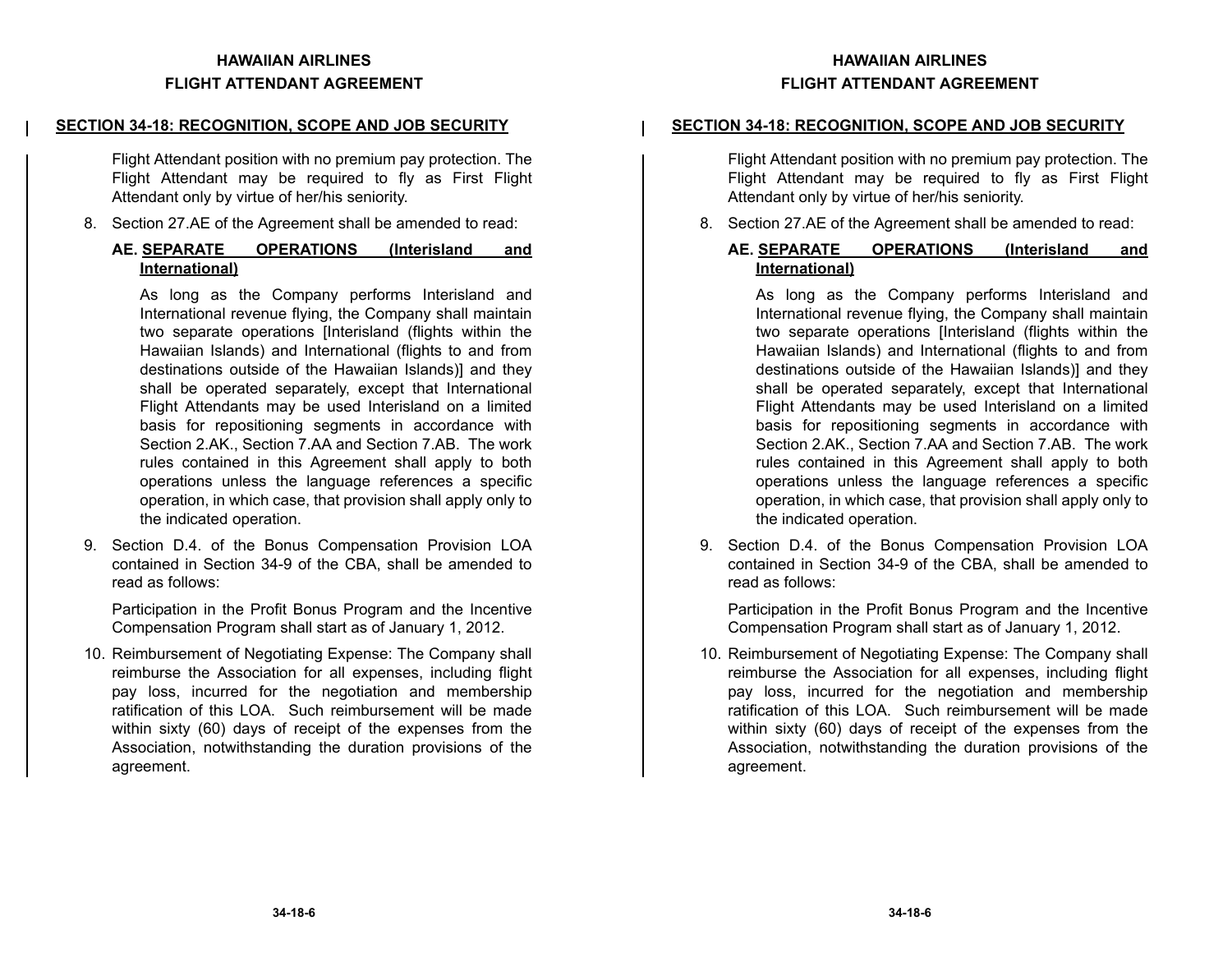## SECTION 34-18: RECOGNITION, SCOPE AND JOB SECURITY

Flight Attendant position with no premium pay protection. The Flight Attendant may be required to fly as First Flight Attendant only by virtue of her/his seniority.

8. Section 27.AE of the Agreement shall be amended to read:

   **AE. <u>SEPARATE OPERATIONS (Interisland and International)</u>**

   As long as the Company performs Interisland and International revenue flying, the Company shall maintain two separate operations [Interisland (flights within the Hawaiian Islands) and International (flights to and from destinations outside of the Hawaiian Islands)] and they shall be operated separately, except that International Flight Attendants may be used Interisland on a limited basis for repositioning segments in accordance with Section 2.AK., Section 7.AA and Section 7.AB. The work rules contained in this Agreement shall apply to both operations unless the language references a specific operation, in which case, that provision shall apply only to the indicated operation.

9. Section D.4. of the Bonus Compensation Provision LOA contained in Section 34-9 of the CBA, shall be amended to read as follows:

   Participation in the Profit Bonus Program and the Incentive Compensation Program shall start as of January 1, 2012.

10. Reimbursement of Negotiating Expense: The Company shall reimburse the Association for all expenses, including flight pay loss, incurred for the negotiation and membership ratification of this LOA. Such reimbursement will be made within sixty (60) days of receipt of the expenses from the Association, notwithstanding the duration provisions of the agreement.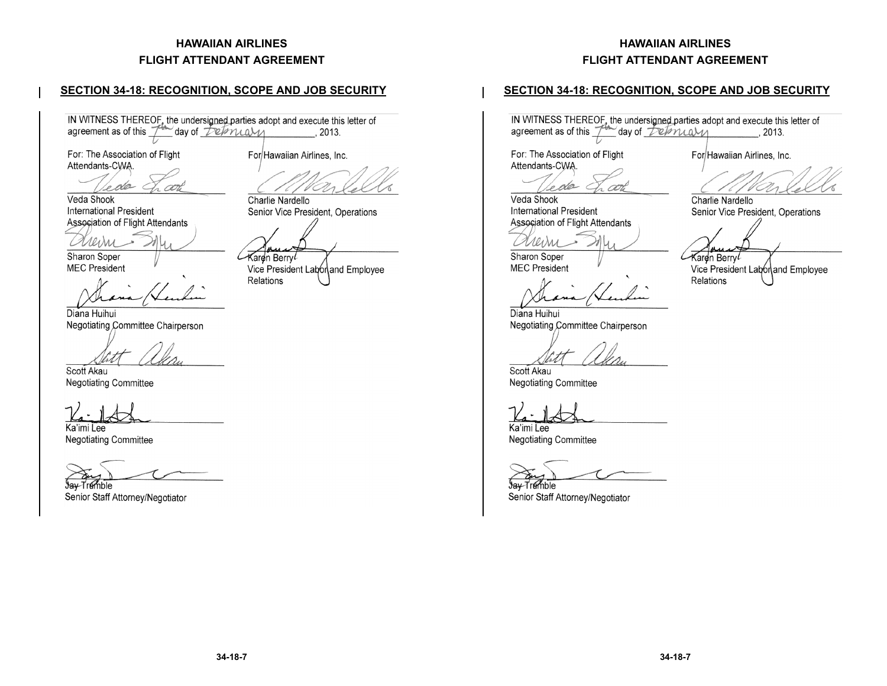# HAWAIIAN AIRLINES
# FLIGHT ATTENDANT AGREEMENT

## SECTION 34-18: RECOGNITION, SCOPE AND JOB SECURITY

IN WITNESS THEREOF, the undersigned parties adopt and execute this letter of agreement as of this 7th day of February, 2013.

For: The Association of Flight Attendants-CWA.

Veda Shook
International President
Association of Flight Attendants

Sharon Soper
MEC President

Diana Huihui
Negotiating Committee Chairperson

Scott Akau
Negotiating Committee

Ka'imi Lee
Negotiating Committee

Jay Tremble
Senior Staff Attorney/Negotiator

For Hawaiian Airlines, Inc.

Charlie Nardello
Senior Vice President, Operations

Karen Berry
Vice President Labor and Employee Relations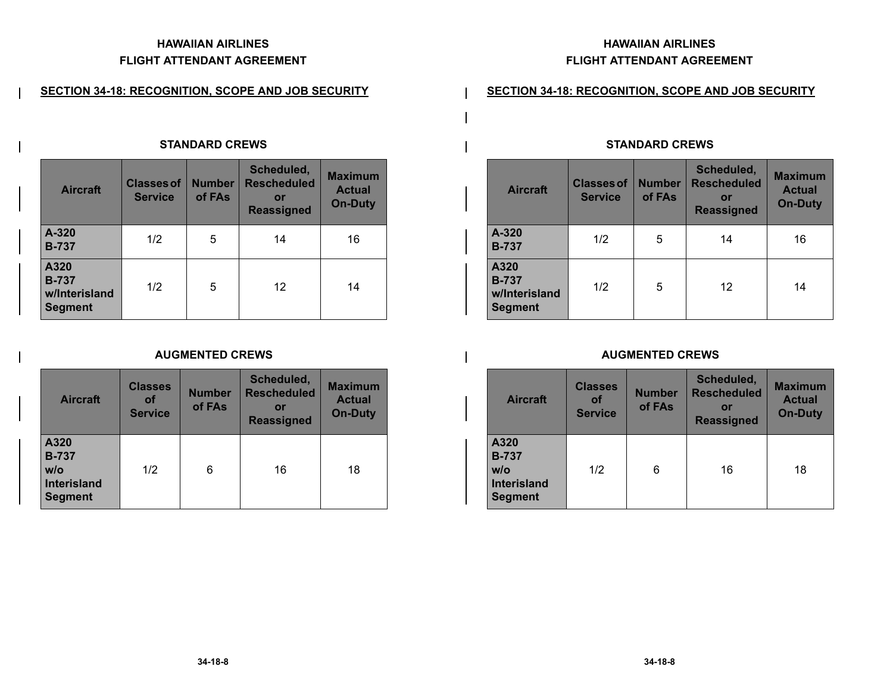## SECTION 34-18: RECOGNITION, SCOPE AND JOB SECURITY

### STANDARD CREWS

| Aircraft | Classes of Service | Number of FAs | Scheduled, Rescheduled or Reassigned | Maximum Actual On-Duty |
|---|---|---|---|---|
| **A-320 B-737** | 1/2 | 5 | 14 | 16 |
| **A320 B-737 w/Interisland Segment** | 1/2 | 5 | 12 | 14 |

### AUGMENTED CREWS

| Aircraft | Classes of Service | Number of FAs | Scheduled, Rescheduled or Reassigned | Maximum Actual On-Duty |
|---|---|---|---|---|
| **A320 B-737 w/o Interisland Segment** | 1/2 | 6 | 16 | 18 |

## SECTION 34-18: RECOGNITION, SCOPE AND JOB SECURITY

### STANDARD CREWS

| Aircraft | Classes of Service | Number of FAs | Scheduled, Rescheduled or Reassigned | Maximum Actual On-Duty |
|---|---|---|---|---|
| **A-320 B-737** | 1/2 | 5 | 14 | 16 |
| **A320 B-737 w/Interisland Segment** | 1/2 | 5 | 12 | 14 |

### AUGMENTED CREWS

| Aircraft | Classes of Service | Number of FAs | Scheduled, Rescheduled or Reassigned | Maximum Actual On-Duty |
|---|---|---|---|---|
| **A320 B-737 w/o Interisland Segment** | 1/2 | 6 | 16 | 18 |